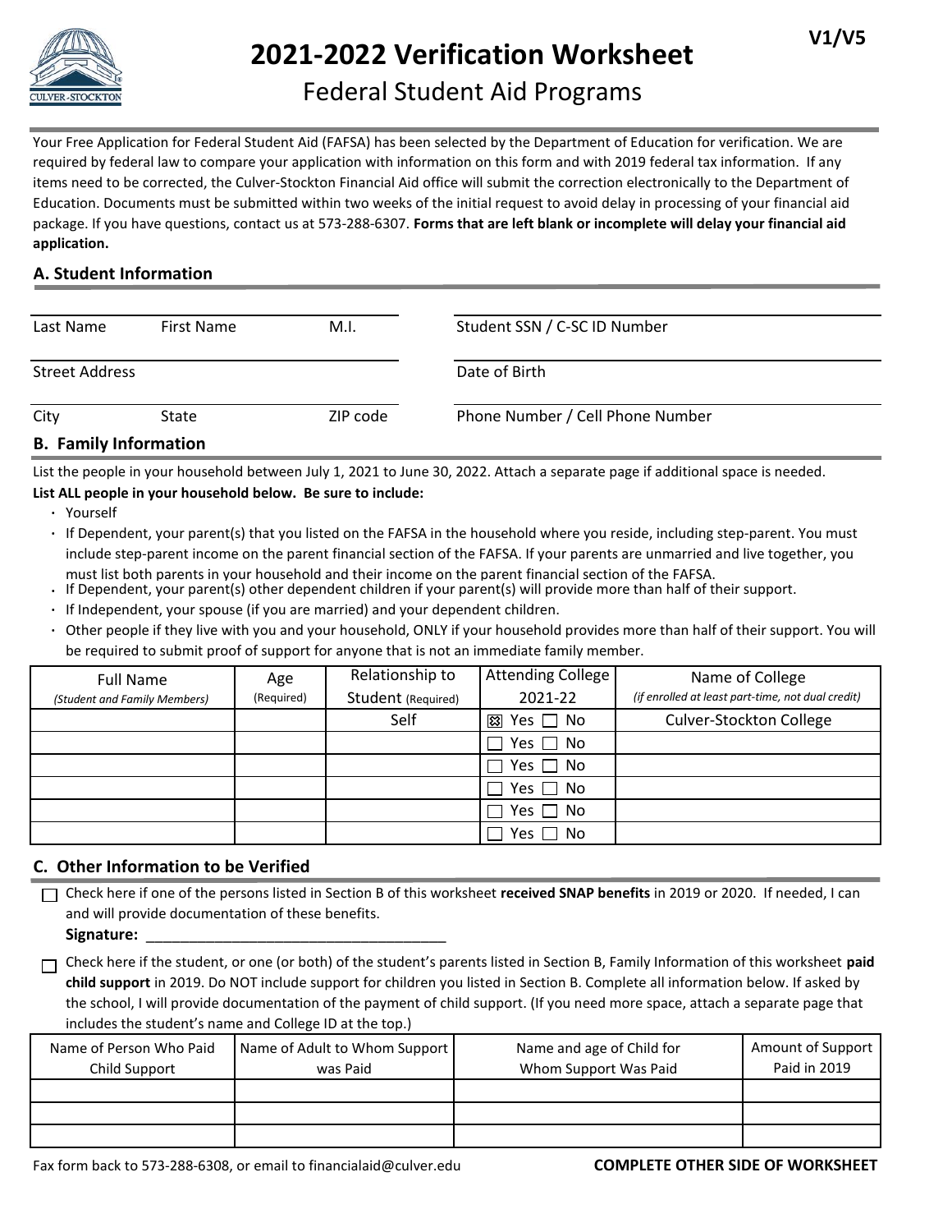V1/V5

# 2021-2022 Verification Worksheet

## Federal Student Aid Programs

Your Free Application for Federal Student Aid (FAFSA) has been selected by the Department of Education for verification. We are required by federal law to compare your application with information on this form and with 2019 federal tax information. If any items need to be corrected, the Culver-Stockton Financial Aid office will submit the correction electronically to the Department of Education. Documents must be submitted within two weeks of the initial request to avoid delay in processing of your financial aid package. If you have questions, contact us at 573-288-6307. **Forms that are left blank or incomplete will delay your financial aid application.**

### A. Student Information

| | | | |
|---|---|---|---|
| Last Name | First Name | M.I. | Student SSN / C-SC ID Number |
| Street Address | | | Date of Birth |
| City | State | ZIP code | Phone Number / Cell Phone Number |

### B. Family Information

List the people in your household between July 1, 2021 to June 30, 2022. Attach a separate page if additional space is needed.

**List ALL people in your household below. Be sure to include:**

- Yourself
- If Dependent, your parent(s) that you listed on the FAFSA in the household where you reside, including step-parent. You must include step-parent income on the parent financial section of the FAFSA. If your parents are unmarried and live together, you must list both parents in your household and their income on the parent financial section of the FAFSA.
- If Dependent, your parent(s) other dependent children if your parent(s) will provide more than half of their support.
- If Independent, your spouse (if you are married) and your dependent children.
- Other people if they live with you and your household, ONLY if your household provides more than half of their support. You will be required to submit proof of support for anyone that is not an immediate family member.

| Full Name *(Student and Family Members)* | Age (Required) | Relationship to Student (Required) | Attending College 2021-22 | Name of College *(if enrolled at least part-time, not dual credit)* |
|---|---|---|---|---|
| | | Self | ☒ Yes ☐ No | Culver-Stockton College |
| | | | ☐ Yes ☐ No | |
| | | | ☐ Yes ☐ No | |
| | | | ☐ Yes ☐ No | |
| | | | ☐ Yes ☐ No | |
| | | | ☐ Yes ☐ No | |

### C. Other Information to be Verified

☐ Check here if one of the persons listed in Section B of this worksheet **received SNAP benefits** in 2019 or 2020. If needed, I can and will provide documentation of these benefits.

**Signature:** ____________________________________

☐ Check here if the student, or one (or both) of the student's parents listed in Section B, Family Information of this worksheet **paid child support** in 2019. Do NOT include support for children you listed in Section B. Complete all information below. If asked by the school, I will provide documentation of the payment of child support. (If you need more space, attach a separate page that includes the student's name and College ID at the top.)

| Name of Person Who Paid Child Support | Name of Adult to Whom Support was Paid | Name and age of Child for Whom Support Was Paid | Amount of Support Paid in 2019 |
|---|---|---|---|
| | | | |
| | | | |
| | | | |

Fax form back to 573-288-6308, or email to financialaid@culver.edu

**COMPLETE OTHER SIDE OF WORKSHEET**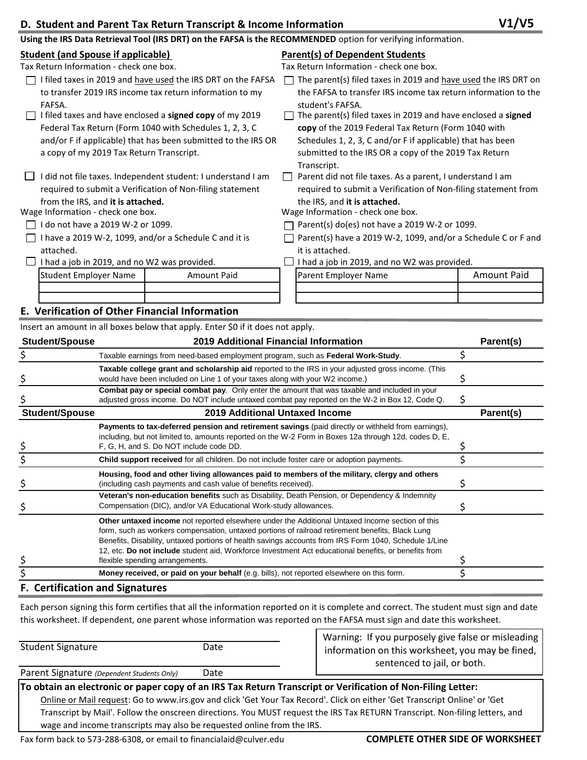## D. Student and Parent Tax Return Transcript & Income Information

V1/V5

**Using the IRS Data Retrieval Tool (IRS DRT) on the FAFSA is the RECOMMENDED** option for verifying information.

### Student (and Spouse if applicable)

Tax Return Information - check one box.

- ☐ I filed taxes in 2019 and have used the IRS DRT on the FAFSA to transfer 2019 IRS income tax return information to my FAFSA.
- ☐ I filed taxes and have enclosed a **signed copy** of my 2019 Federal Tax Return (Form 1040 with Schedules 1, 2, 3, C and/or F if applicable) that has been submitted to the IRS OR a copy of my 2019 Tax Return Transcript.
- ☐ I did not file taxes. Independent student: I understand I am required to submit a Verification of Non-filing statement from the IRS, and **it is attached.**

Wage Information - check one box.

- ☐ I do not have a 2019 W-2 or 1099.
- ☐ I have a 2019 W-2, 1099, and/or a Schedule C and it is attached.
- ☐ I had a job in 2019, and no W2 was provided.

| Student Employer Name | Amount Paid |
|---|---|
| | |
| | |

### Parent(s) of Dependent Students

Tax Return Information - check one box.

- ☐ The parent(s) filed taxes in 2019 and have used the IRS DRT on the FAFSA to transfer IRS income tax return information to the student's FAFSA.
- ☐ The parent(s) filed taxes in 2019 and have enclosed a **signed copy** of the 2019 Federal Tax Return (Form 1040 with Schedules 1, 2, 3, C and/or F if applicable) that has been submitted to the IRS OR a copy of the 2019 Tax Return Transcript.
- ☐ Parent did not file taxes. As a parent, I understand I am required to submit a Verification of Non-filing statement from the IRS, and **it is attached.**

Wage Information - check one box.

- ☐ Parent(s) do(es) not have a 2019 W-2 or 1099.
- ☐ Parent(s) have a 2019 W-2, 1099, and/or a Schedule C or F and it is attached.
- ☐ I had a job in 2019, and no W2 was provided.

| Parent Employer Name | Amount Paid |
|---|---|
| | |
| | |

## E. Verification of Other Financial Information

Insert an amount in all boxes below that apply. Enter $0 if it does not apply.

| Student/Spouse | 2019 Additional Financial Information | Parent(s) |
|---|---|---|
| $ | Taxable earnings from need-based employment program, such as **Federal Work-Study**. | $ |
| $ | **Taxable college grant and scholarship aid** reported to the IRS in your adjusted gross income. (This would have been included on Line 1 of your taxes along with your W2 income.) | $ |
| $ | **Combat pay or special combat pay**. Only enter the amount that was taxable and included in your adjusted gross income. Do NOT include untaxed combat pay reported on the W-2 in Box 12, Code Q. | $ |
| **Student/Spouse** | **2019 Additional Untaxed Income** | **Parent(s)** |
| $ | **Payments to tax-deferred pension and retirement savings** (paid directly or withheld from earnings), including, but not limited to, amounts reported on the W-2 Form in Boxes 12a through 12d, codes D, E, F, G, H, and S. Do NOT include code DD. | $ |
| $ | **Child support received** for all children. Do not include foster care or adoption payments. | $ |
| $ | **Housing, food and other living allowances paid to members of the military, clergy and others** (including cash payments and cash value of benefits received). | $ |
| $ | **Veteran's non-education benefits** such as Disability, Death Pension, or Dependency & Indemnity Compensation (DIC), and/or VA Educational Work-study allowances. | $ |
| $ | **Other untaxed income** not reported elsewhere under the Additional Untaxed Income section of this form, such as workers compensation, untaxed portions of railroad retirement benefits, Black Lung Benefits, Disability, untaxed portions of health savings accounts from IRS Form 1040, Schedule 1/Line 12, etc. **Do not include** student aid, Workforce Investment Act educational benefits, or benefits from flexible spending arrangements. | $ |
| $ | **Money received, or paid on your behalf** (e.g. bills), not reported elsewhere on this form. | $ |

## F. Certification and Signatures

Each person signing this form certifies that all the information reported on it is complete and correct. The student must sign and date this worksheet. If dependent, one parent whose information was reported on the FAFSA must sign and date this worksheet.

Student Signature ____________ Date ________

Parent Signature *(Dependent Students Only)* ____________ Date ________

Warning: If you purposely give false or misleading information on this worksheet, you may be fined, sentenced to jail, or both.

**To obtain an electronic or paper copy of an IRS Tax Return Transcript or Verification of Non-Filing Letter:**

Online or Mail request: Go to www.irs.gov and click 'Get Your Tax Record'. Click on either 'Get Transcript Online' or 'Get Transcript by Mail'. Follow the onscreen directions. You MUST request the IRS Tax RETURN Transcript. Non-filing letters, and wage and income transcripts may also be requested online from the IRS.

Fax form back to 573-288-6308, or email to financialaid@culver.edu

**COMPLETE OTHER SIDE OF WORKSHEET**